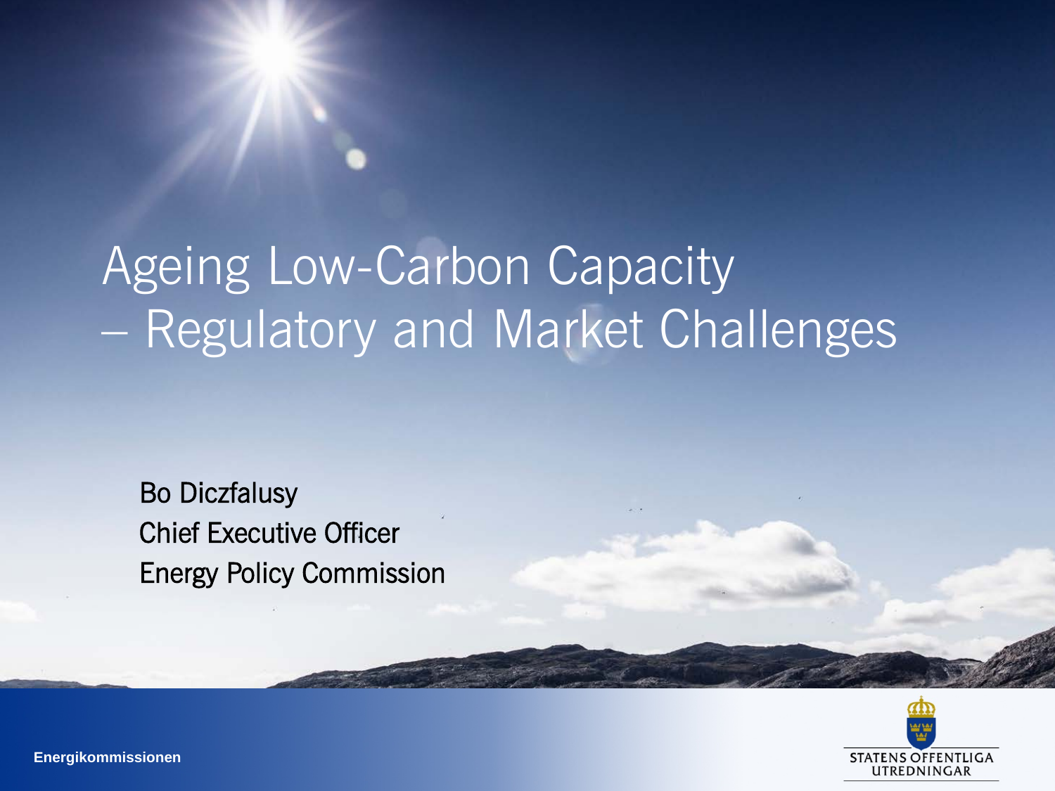# Ageing Low-Carbon Capacity – Regulatory and Market Challenges

Bo Diczfalusy
Chief Executive Officer
Energy Policy Commission

Energikommissionen

STATENS OFFENTLIGA UTREDNINGAR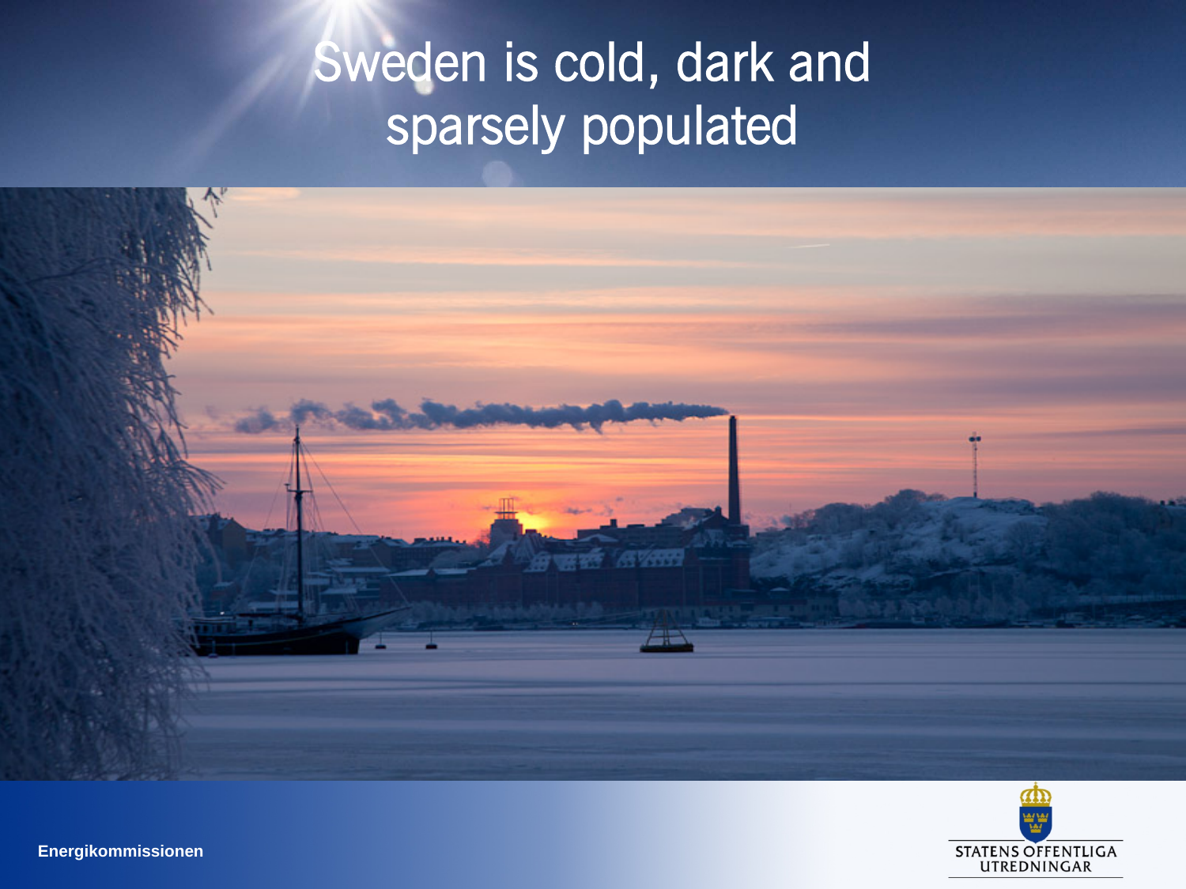# Sweden is cold, dark and sparsely populated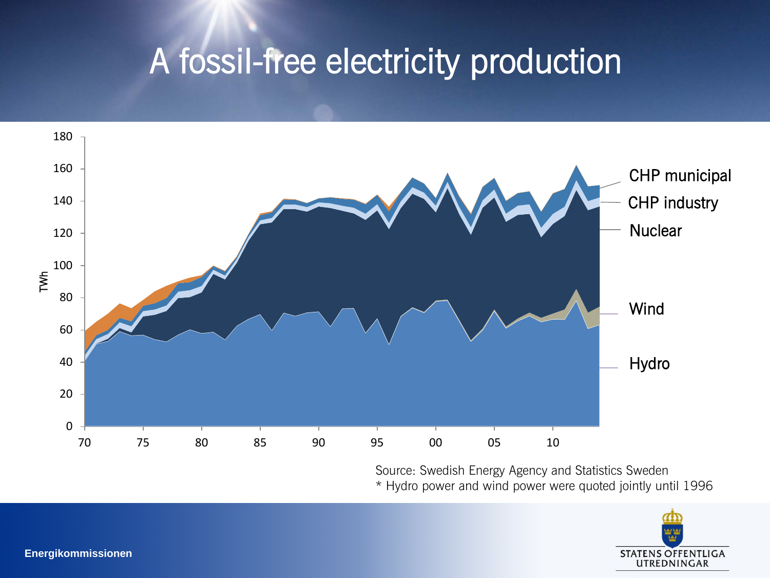# A fossil-free electricity production

TWh

180
160
140
120
100
80
60
40
20
0

70 75 80 85 90 95 00 05 10

CHP municipal
CHP industry
Nuclear
Wind
Hydro

Source: Swedish Energy Agency and Statistics Sweden
* Hydro power and wind power were quoted jointly until 1996

Energikommissionen

STATENS OFFENTLIGA UTREDNINGAR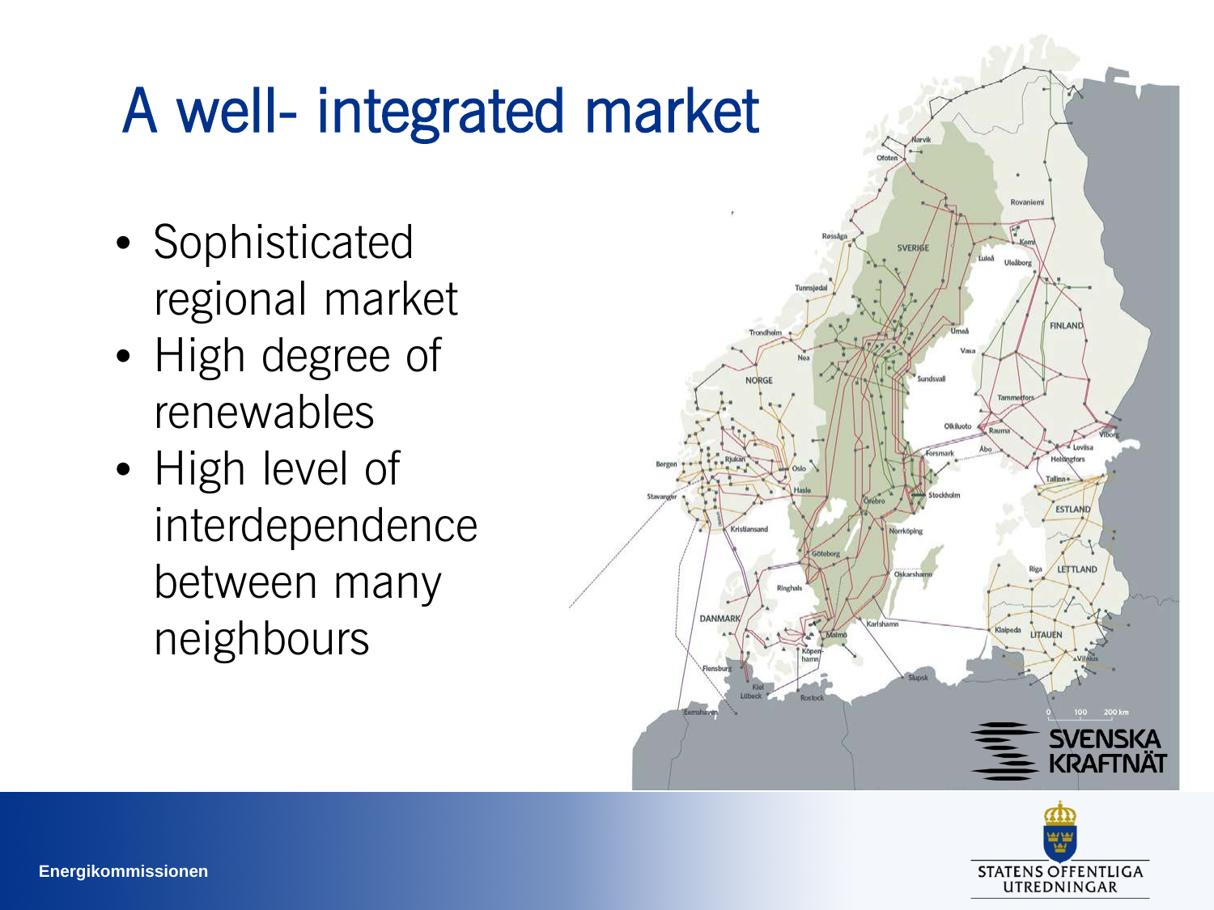# A well- integrated market

- Sophisticated regional market
- High degree of renewables
- High level of interdependence between many neighbours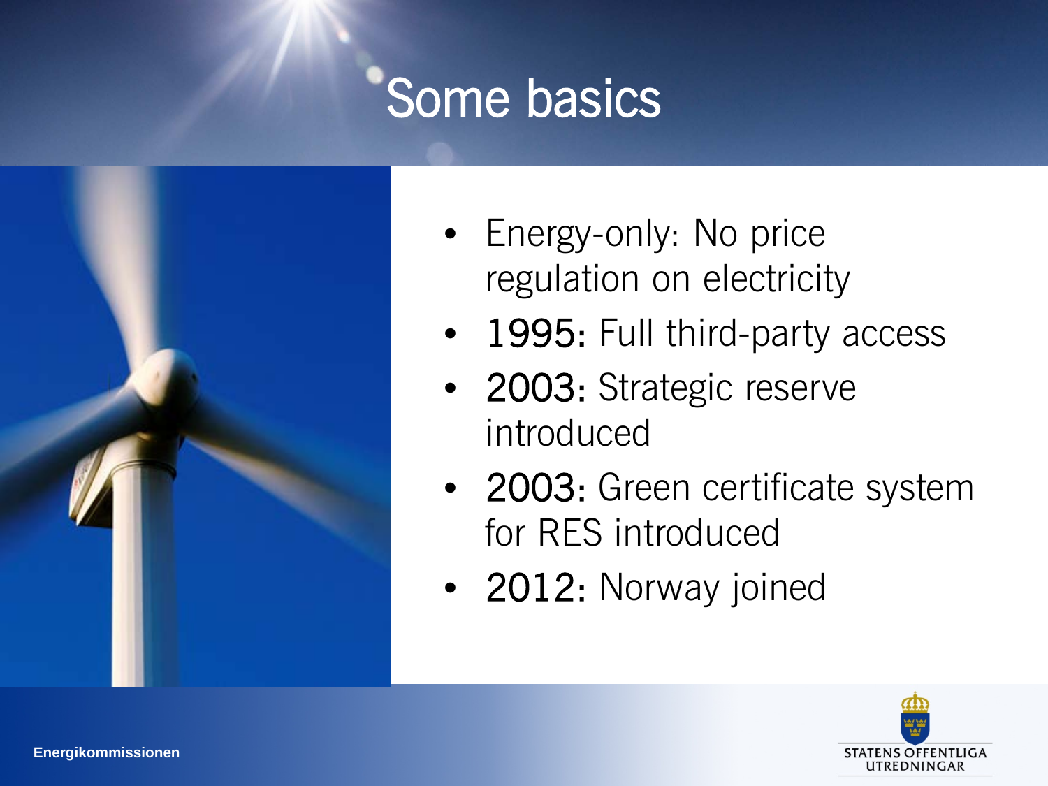# Some basics

- Energy-only: No price regulation on electricity
- **1995:** Full third-party access
- **2003:** Strategic reserve introduced
- **2003:** Green certificate system for RES introduced
- **2012:** Norway joined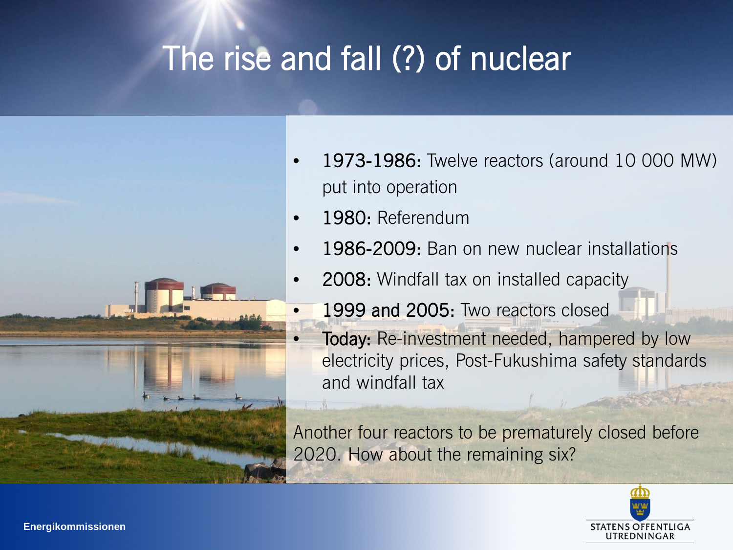# The rise and fall (?) of nuclear

- **1973-1986:** Twelve reactors (around 10 000 MW) put into operation
- **1980:** Referendum
- **1986-2009:** Ban on new nuclear installations
- **2008:** Windfall tax on installed capacity
- **1999 and 2005:** Two reactors closed
- **Today:** Re-investment needed, hampered by low electricity prices, Post-Fukushima safety standards and windfall tax

Another four reactors to be prematurely closed before 2020. How about the remaining six?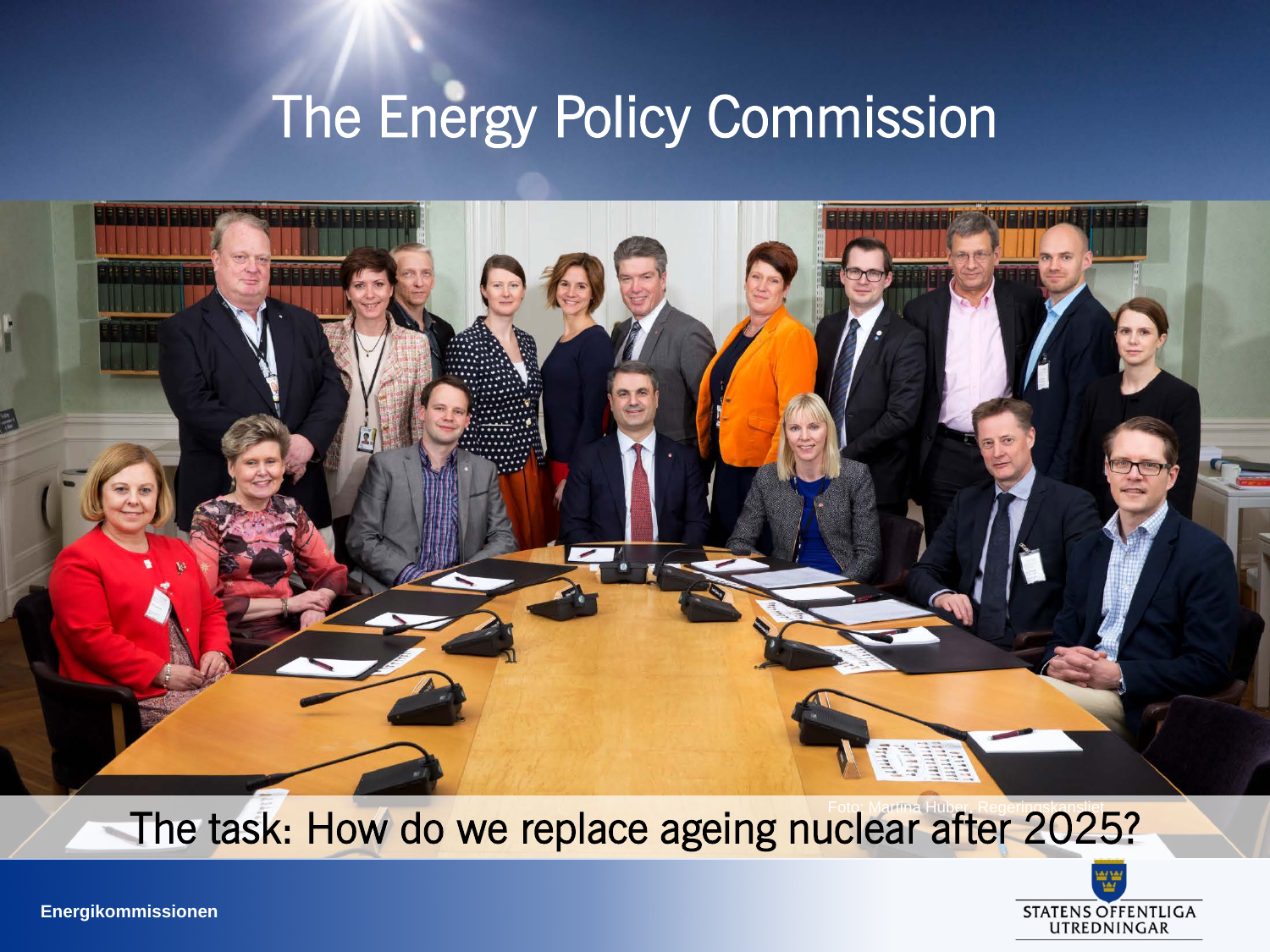# The Energy Policy Commission

Foto: Martina Huber, Regeringskansliet

The task: How do we replace ageing nuclear after 2025?

**Energikommissionen**

STATENS OFFENTLIGA UTREDNINGAR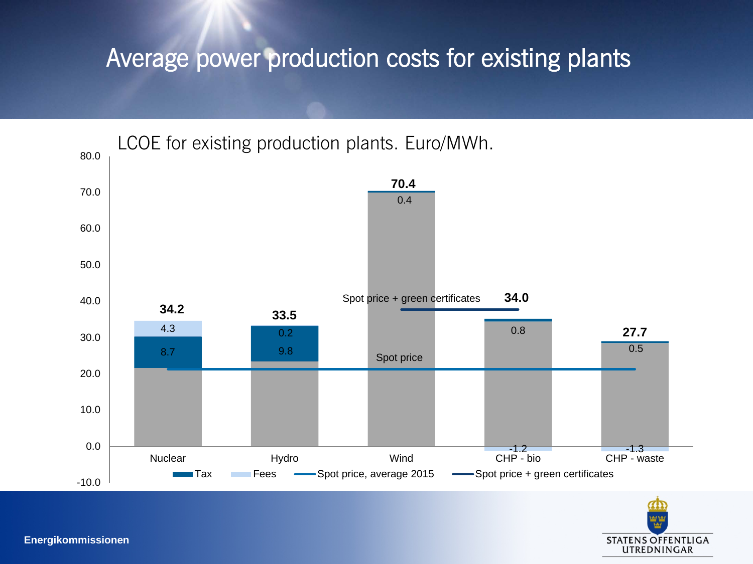# Average power production costs for existing plants

LCOE for existing production plants. Euro/MWh.

| | Nuclear | Hydro | Wind | CHP - bio | CHP - waste |
|---|---|---|---|---|---|
| Tax | 8.7 | 9.8 | 0.4 | 0.8 | 0.5 |
| Fees | 4.3 | 0.2 | | -1.2 | -1.3 |
| Total | 34.2 | 33.5 | 70.4 | 34.0 | 27.7 |

Legend: Tax, Fees, Spot price, average 2015, Spot price + green certificates

Energikommissionen

STATENS OFFENTLIGA UTREDNINGAR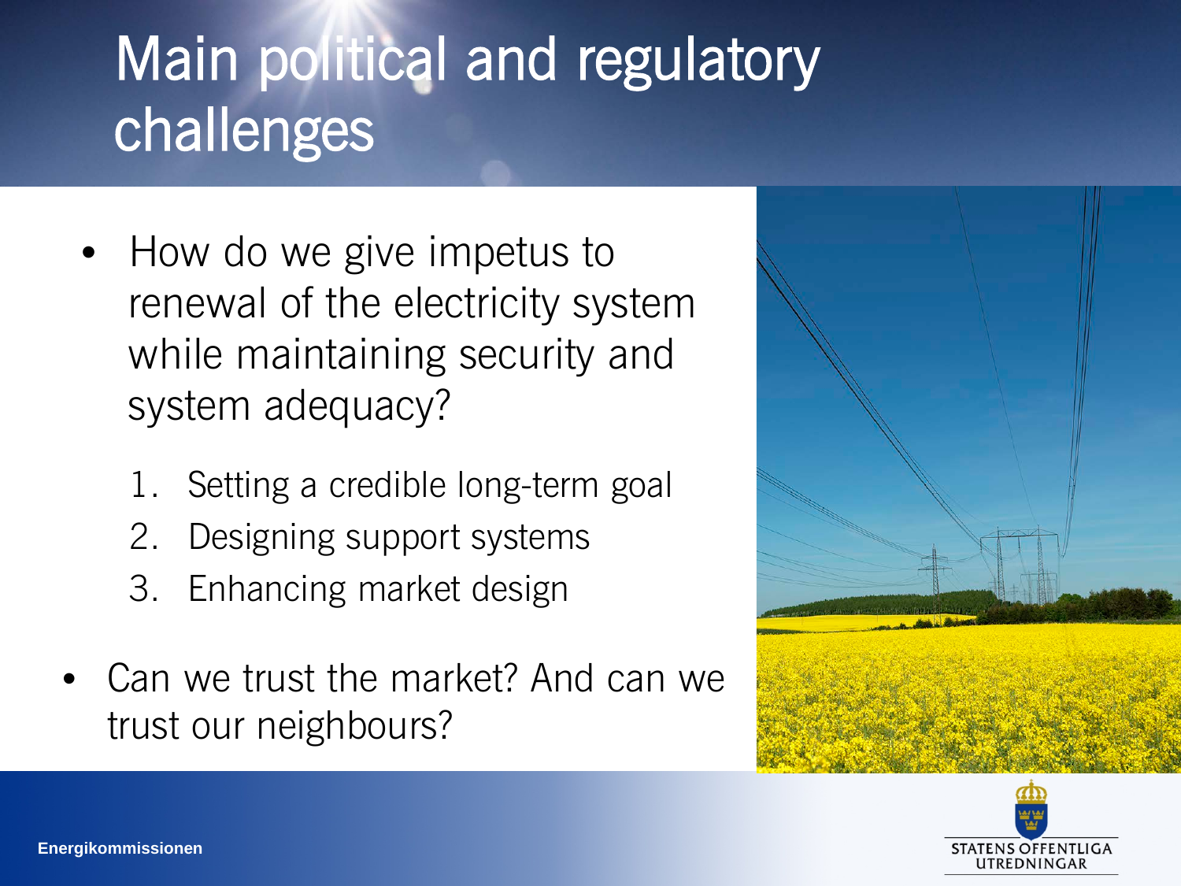# Main political and regulatory challenges

- How do we give impetus to renewal of the electricity system while maintaining security and system adequacy?
  1. Setting a credible long-term goal
  2. Designing support systems
  3. Enhancing market design
- Can we trust the market? And can we trust our neighbours?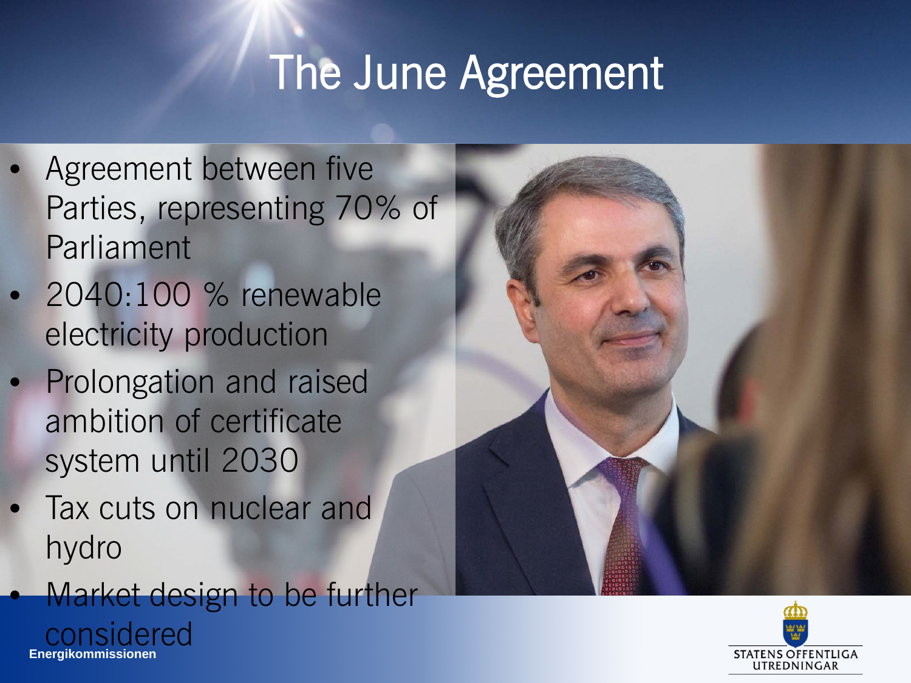# The June Agreement

- Agreement between five Parties, representing 70% of Parliament
- 2040:100 % renewable electricity production
- Prolongation and raised ambition of certificate system until 2030
- Tax cuts on nuclear and hydro
- Market design to be further considered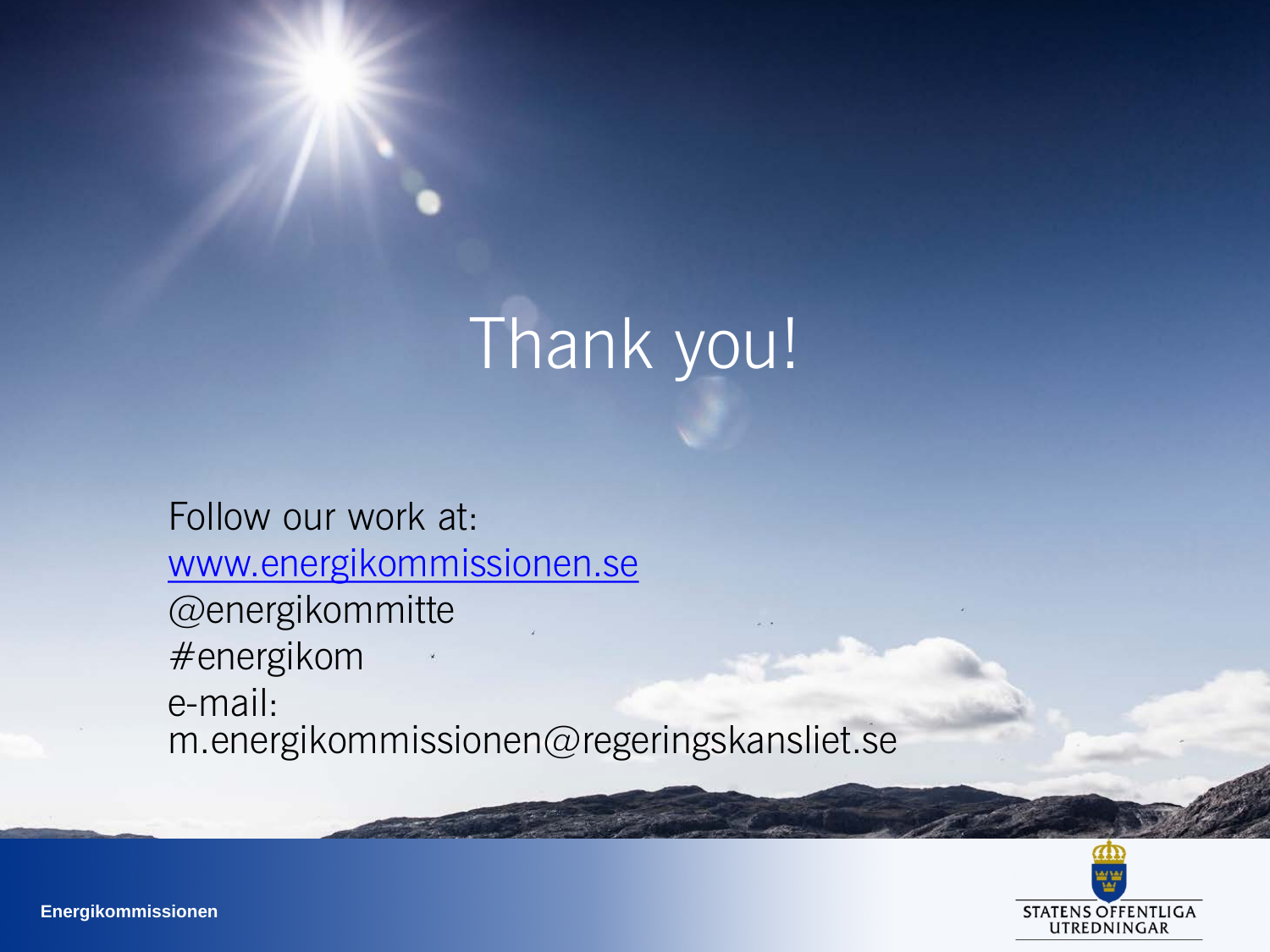# Thank you!

Follow our work at:
www.energikommissionen.se
@energikommitte
#energikom
e-mail:
m.energikommissionen@regeringskansliet.se

Energikommissionen

STATENS OFFENTLIGA UTREDNINGAR